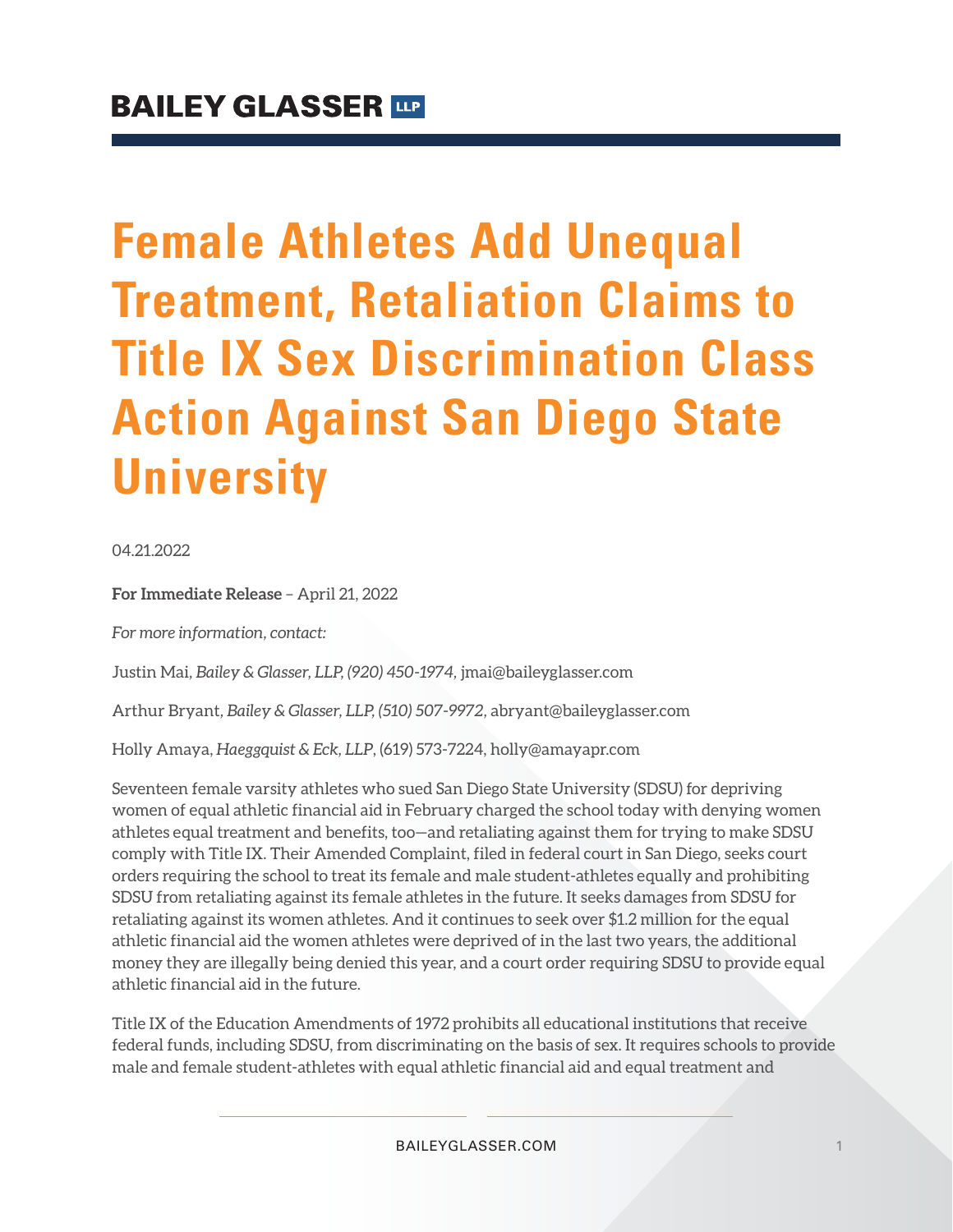BAILEY GLASSER LLP

# Female Athletes Add Unequal Treatment, Retaliation Claims to Title IX Sex Discrimination Class Action Against San Diego State University

04.21.2022

**For Immediate Release** – April 21, 2022

*For more information, contact:*

Justin Mai, *Bailey & Glasser, LLP, (920) 450-1974,* jmai@baileyglasser.com

Arthur Bryant, *Bailey & Glasser, LLP, (510) 507-9972,* abryant@baileyglasser.com

Holly Amaya, *Haeggquist & Eck, LLP*, (619) 573-7224, holly@amayapr.com

Seventeen female varsity athletes who sued San Diego State University (SDSU) for depriving women of equal athletic financial aid in February charged the school today with denying women athletes equal treatment and benefits, too—and retaliating against them for trying to make SDSU comply with Title IX. Their Amended Complaint, filed in federal court in San Diego, seeks court orders requiring the school to treat its female and male student-athletes equally and prohibiting SDSU from retaliating against its female athletes in the future. It seeks damages from SDSU for retaliating against its women athletes. And it continues to seek over $1.2 million for the equal athletic financial aid the women athletes were deprived of in the last two years, the additional money they are illegally being denied this year, and a court order requiring SDSU to provide equal athletic financial aid in the future.

Title IX of the Education Amendments of 1972 prohibits all educational institutions that receive federal funds, including SDSU, from discriminating on the basis of sex. It requires schools to provide male and female student-athletes with equal athletic financial aid and equal treatment and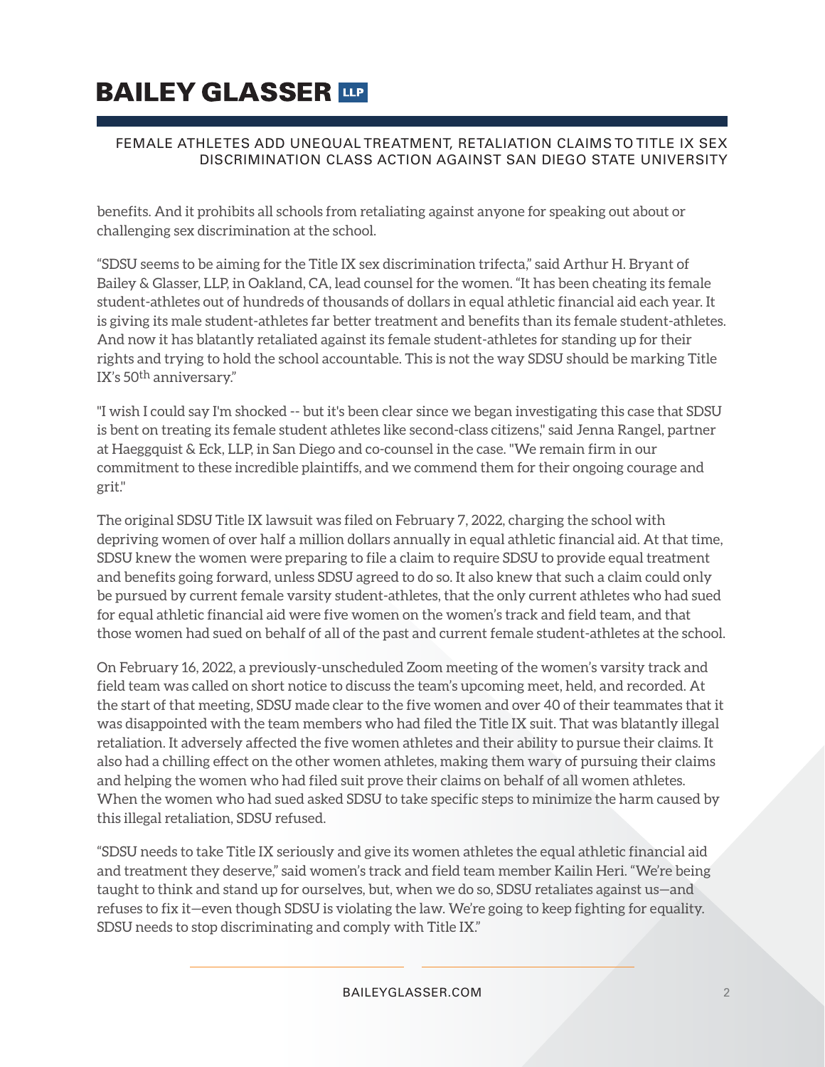benefits. And it prohibits all schools from retaliating against anyone for speaking out about or challenging sex discrimination at the school.

"SDSU seems to be aiming for the Title IX sex discrimination trifecta," said Arthur H. Bryant of Bailey & Glasser, LLP, in Oakland, CA, lead counsel for the women. "It has been cheating its female student-athletes out of hundreds of thousands of dollars in equal athletic financial aid each year. It is giving its male student-athletes far better treatment and benefits than its female student-athletes. And now it has blatantly retaliated against its female student-athletes for standing up for their rights and trying to hold the school accountable. This is not the way SDSU should be marking Title IX's 50th anniversary."

"I wish I could say I'm shocked -- but it's been clear since we began investigating this case that SDSU is bent on treating its female student athletes like second-class citizens," said Jenna Rangel, partner at Haeggquist & Eck, LLP, in San Diego and co-counsel in the case. "We remain firm in our commitment to these incredible plaintiffs, and we commend them for their ongoing courage and grit."

The original SDSU Title IX lawsuit was filed on February 7, 2022, charging the school with depriving women of over half a million dollars annually in equal athletic financial aid. At that time, SDSU knew the women were preparing to file a claim to require SDSU to provide equal treatment and benefits going forward, unless SDSU agreed to do so. It also knew that such a claim could only be pursued by current female varsity student-athletes, that the only current athletes who had sued for equal athletic financial aid were five women on the women's track and field team, and that those women had sued on behalf of all of the past and current female student-athletes at the school.

On February 16, 2022, a previously-unscheduled Zoom meeting of the women's varsity track and field team was called on short notice to discuss the team's upcoming meet, held, and recorded. At the start of that meeting, SDSU made clear to the five women and over 40 of their teammates that it was disappointed with the team members who had filed the Title IX suit. That was blatantly illegal retaliation. It adversely affected the five women athletes and their ability to pursue their claims. It also had a chilling effect on the other women athletes, making them wary of pursuing their claims and helping the women who had filed suit prove their claims on behalf of all women athletes. When the women who had sued asked SDSU to take specific steps to minimize the harm caused by this illegal retaliation, SDSU refused.

"SDSU needs to take Title IX seriously and give its women athletes the equal athletic financial aid and treatment they deserve," said women's track and field team member Kailin Heri. "We're being taught to think and stand up for ourselves, but, when we do so, SDSU retaliates against us—and refuses to fix it—even though SDSU is violating the law. We're going to keep fighting for equality. SDSU needs to stop discriminating and comply with Title IX."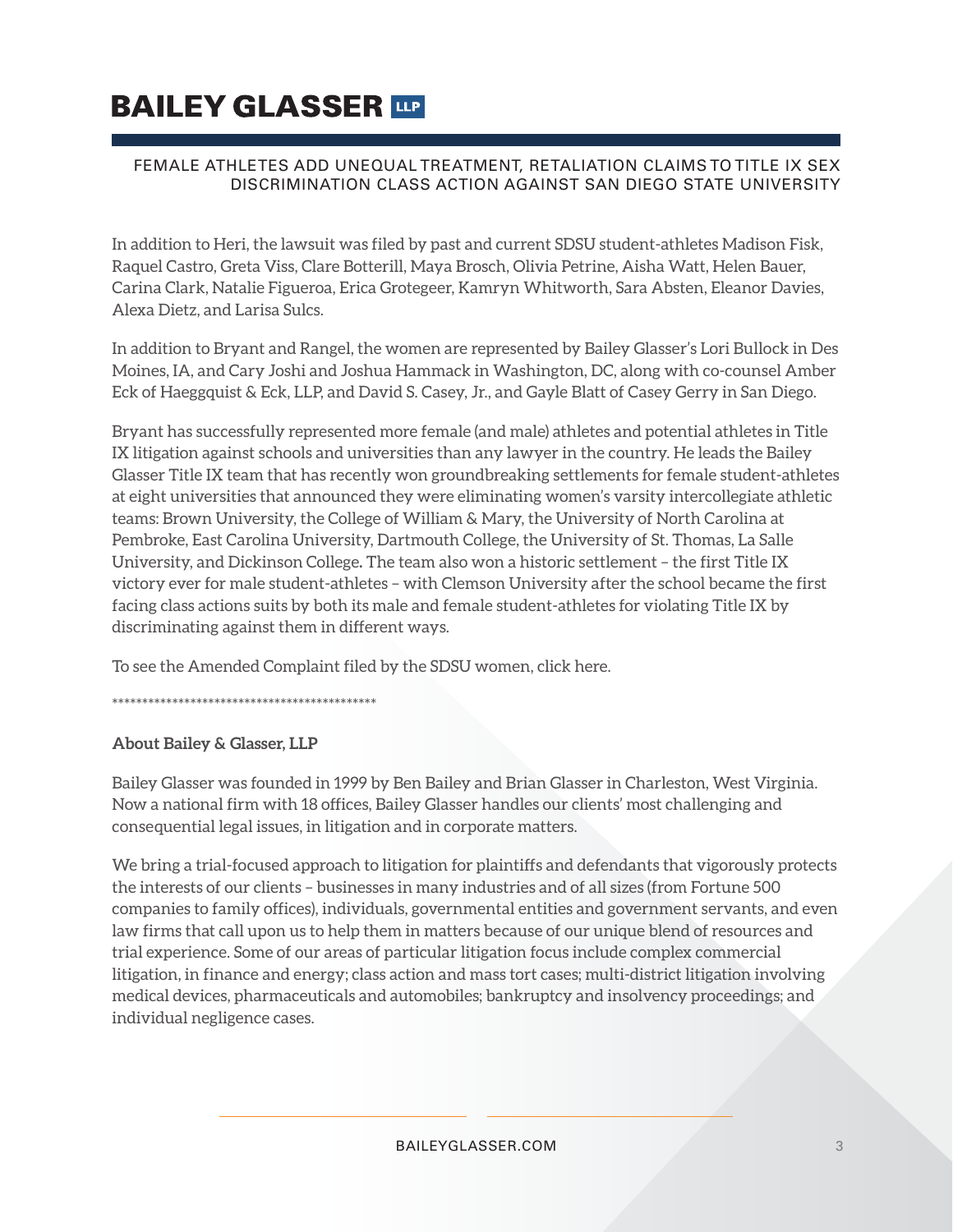In addition to Heri, the lawsuit was filed by past and current SDSU student-athletes Madison Fisk, Raquel Castro, Greta Viss, Clare Botterill, Maya Brosch, Olivia Petrine, Aisha Watt, Helen Bauer, Carina Clark, Natalie Figueroa, Erica Grotegeer, Kamryn Whitworth, Sara Absten, Eleanor Davies, Alexa Dietz, and Larisa Sulcs.

In addition to Bryant and Rangel, the women are represented by Bailey Glasser's Lori Bullock in Des Moines, IA, and Cary Joshi and Joshua Hammack in Washington, DC, along with co-counsel Amber Eck of Haeggquist & Eck, LLP, and David S. Casey, Jr., and Gayle Blatt of Casey Gerry in San Diego.

Bryant has successfully represented more female (and male) athletes and potential athletes in Title IX litigation against schools and universities than any lawyer in the country. He leads the Bailey Glasser Title IX team that has recently won groundbreaking settlements for female student-athletes at eight universities that announced they were eliminating women's varsity intercollegiate athletic teams: Brown University, the College of William & Mary, the University of North Carolina at Pembroke, East Carolina University, Dartmouth College, the University of St. Thomas, La Salle University, and Dickinson College**.** The team also won a historic settlement – the first Title IX victory ever for male student-athletes – with Clemson University after the school became the first facing class actions suits by both its male and female student-athletes for violating Title IX by discriminating against them in different ways.

To see the Amended Complaint filed by the SDSU women, click here.

*********************************************

**About Bailey & Glasser, LLP**

Bailey Glasser was founded in 1999 by Ben Bailey and Brian Glasser in Charleston, West Virginia. Now a national firm with 18 offices, Bailey Glasser handles our clients' most challenging and consequential legal issues, in litigation and in corporate matters.

We bring a trial-focused approach to litigation for plaintiffs and defendants that vigorously protects the interests of our clients – businesses in many industries and of all sizes (from Fortune 500 companies to family offices), individuals, governmental entities and government servants, and even law firms that call upon us to help them in matters because of our unique blend of resources and trial experience. Some of our areas of particular litigation focus include complex commercial litigation, in finance and energy; class action and mass tort cases; multi-district litigation involving medical devices, pharmaceuticals and automobiles; bankruptcy and insolvency proceedings; and individual negligence cases.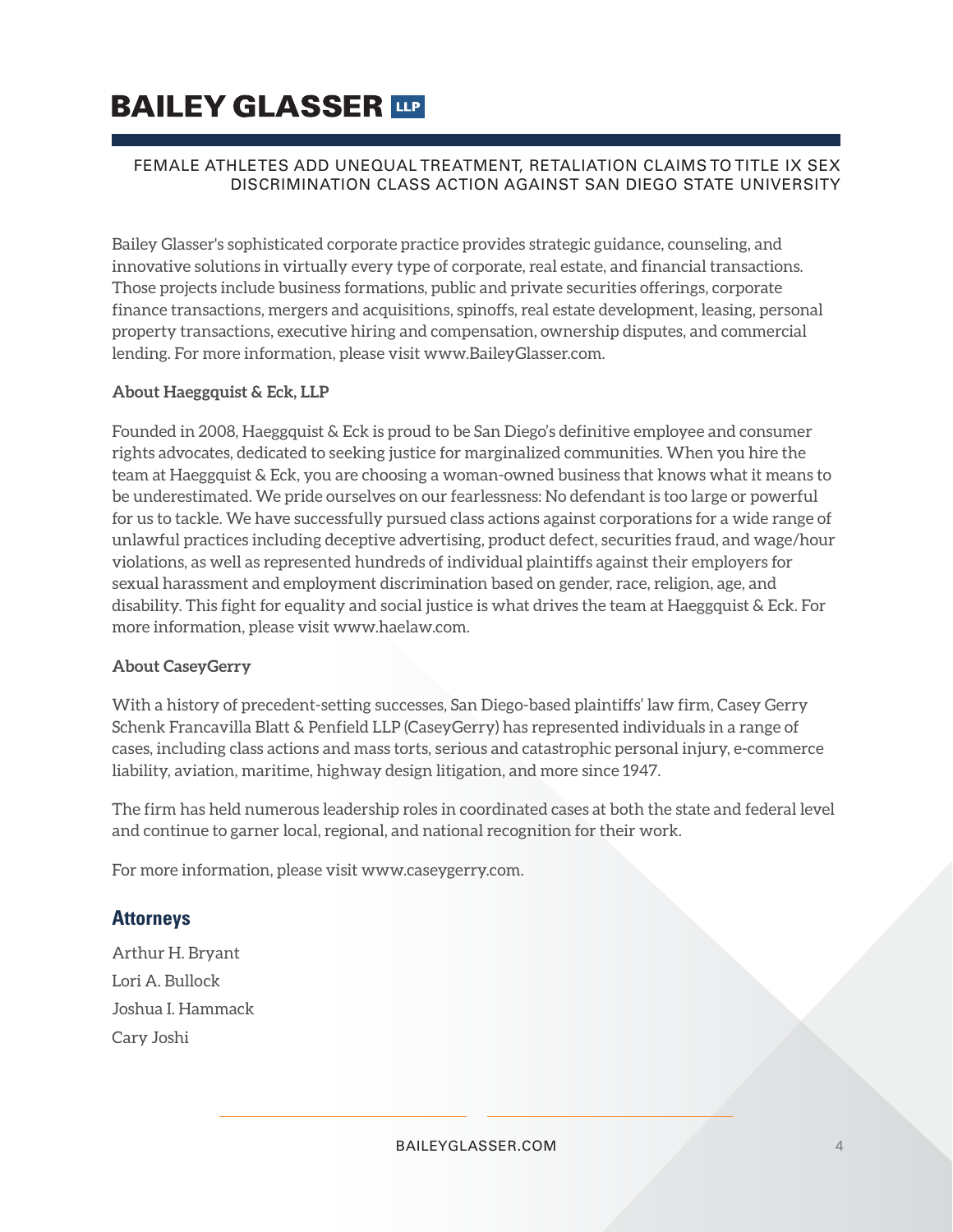Bailey Glasser's sophisticated corporate practice provides strategic guidance, counseling, and innovative solutions in virtually every type of corporate, real estate, and financial transactions. Those projects include business formations, public and private securities offerings, corporate finance transactions, mergers and acquisitions, spinoffs, real estate development, leasing, personal property transactions, executive hiring and compensation, ownership disputes, and commercial lending. For more information, please visit www.BaileyGlasser.com.

**About Haeggquist & Eck, LLP**

Founded in 2008, Haeggquist & Eck is proud to be San Diego's definitive employee and consumer rights advocates, dedicated to seeking justice for marginalized communities. When you hire the team at Haeggquist & Eck, you are choosing a woman-owned business that knows what it means to be underestimated. We pride ourselves on our fearlessness: No defendant is too large or powerful for us to tackle. We have successfully pursued class actions against corporations for a wide range of unlawful practices including deceptive advertising, product defect, securities fraud, and wage/hour violations, as well as represented hundreds of individual plaintiffs against their employers for sexual harassment and employment discrimination based on gender, race, religion, age, and disability. This fight for equality and social justice is what drives the team at Haeggquist & Eck. For more information, please visit www.haelaw.com.

**About CaseyGerry**

With a history of precedent-setting successes, San Diego-based plaintiffs' law firm, Casey Gerry Schenk Francavilla Blatt & Penfield LLP (CaseyGerry) has represented individuals in a range of cases, including class actions and mass torts, serious and catastrophic personal injury, e-commerce liability, aviation, maritime, highway design litigation, and more since 1947.

The firm has held numerous leadership roles in coordinated cases at both the state and federal level and continue to garner local, regional, and national recognition for their work.

For more information, please visit www.caseygerry.com.

## Attorneys

Arthur H. Bryant

Lori A. Bullock

Joshua I. Hammack

Cary Joshi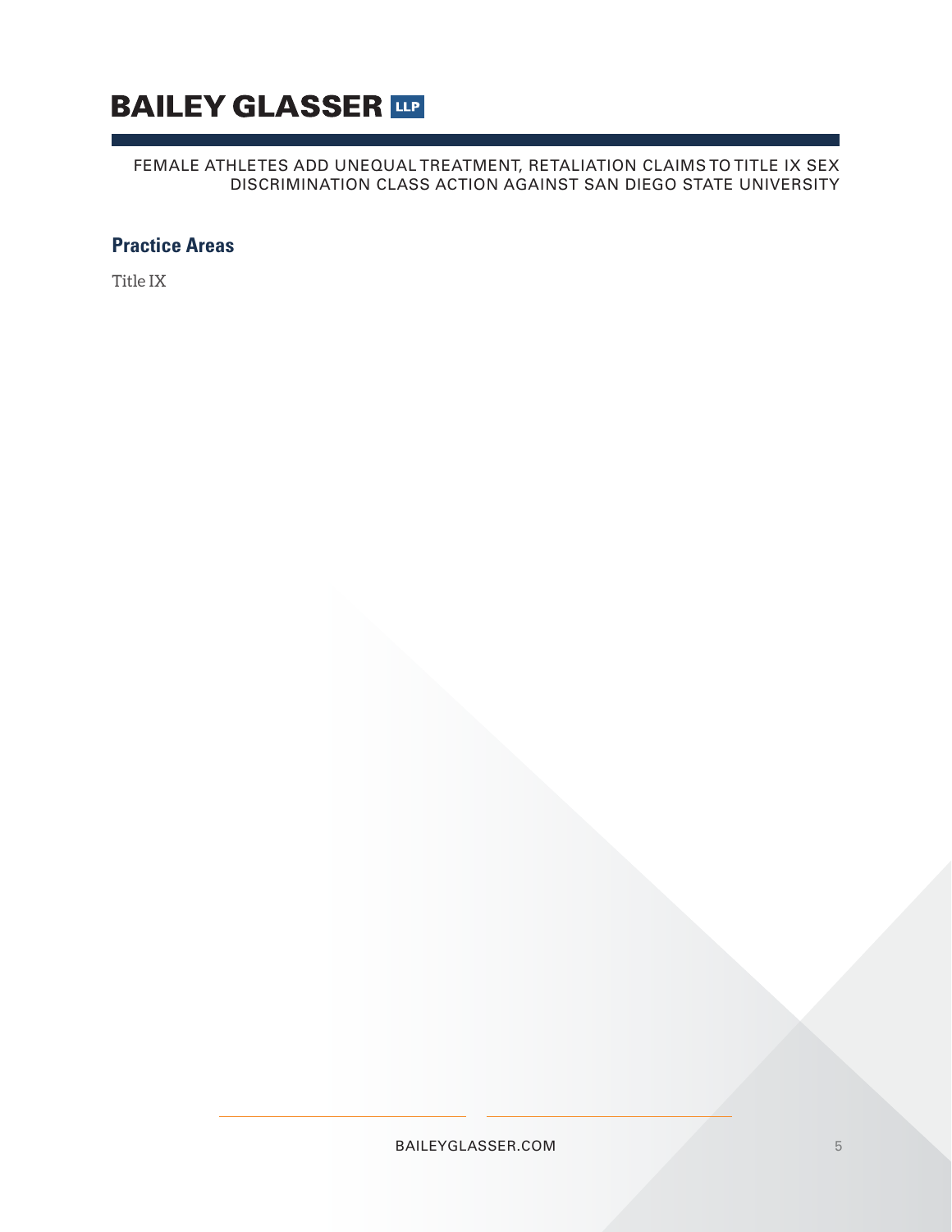## Practice Areas

Title IX